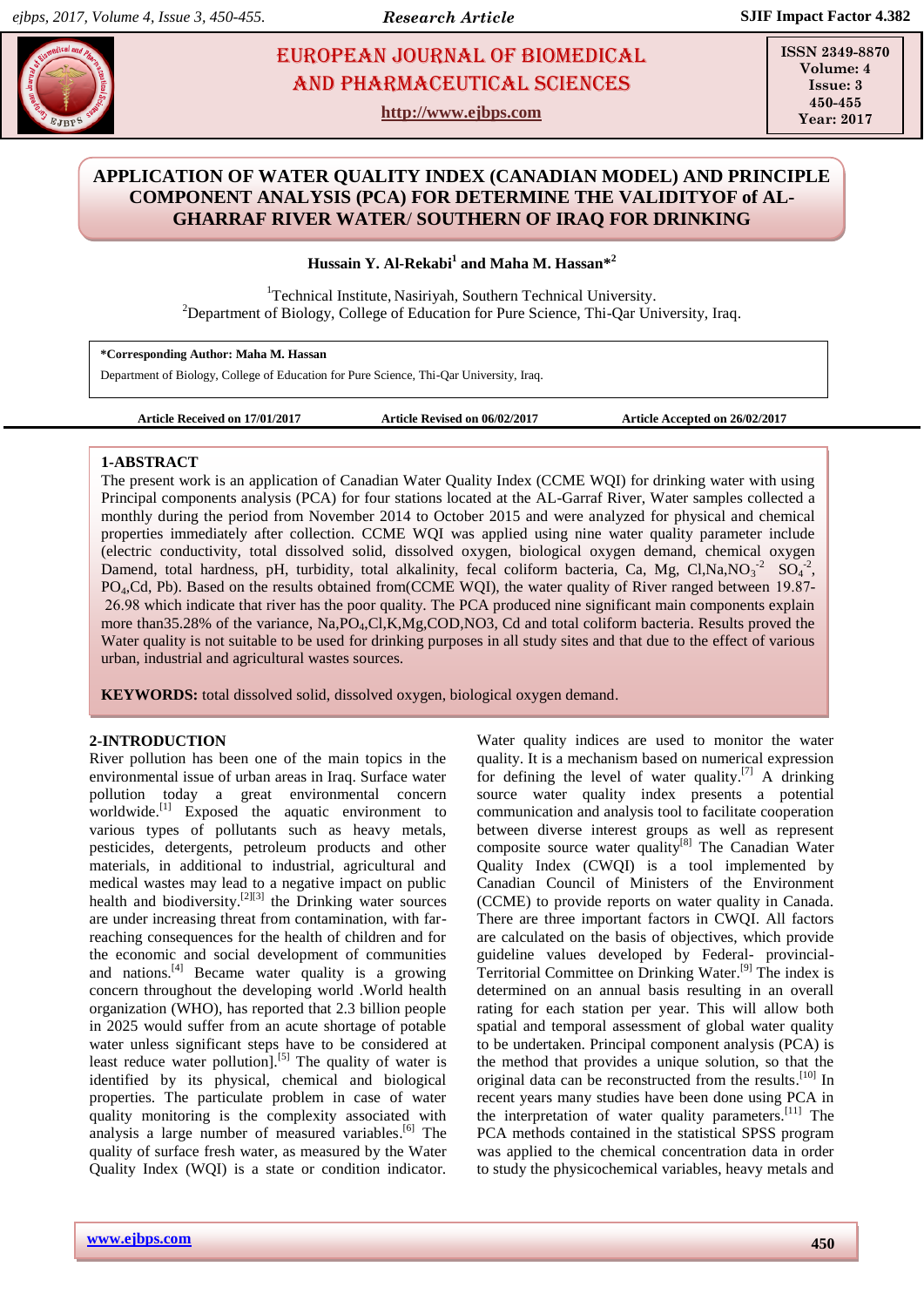# EUROPEAN JOURNAL OF BIOMEDICAL AND PHARMACEUTICAL SCIENCES

http://www.ejbps.com

ISSN 2349-8870
Volume: 4
Issue: 3
450-455
Year: 2017

## APPLICATION OF WATER QUALITY INDEX (CANADIAN MODEL) AND PRINCIPLE COMPONENT ANALYSIS (PCA) FOR DETERMINE THE VALIDITYOF of AL-GHARRAF RIVER WATER/ SOUTHERN OF IRAQ FOR DRINKING

**Hussain Y. Al-Rekabi[1] and Maha M. Hassan*[2]**

[1]Technical Institute, Nasiriyah, Southern Technical University.
[2]Department of Biology, College of Education for Pure Science, Thi-Qar University, Iraq.

**\*Corresponding Author: Maha M. Hassan**
Department of Biology, College of Education for Pure Science, Thi-Qar University, Iraq.

**Article Received on 17/01/2017** **Article Revised on 06/02/2017** **Article Accepted on 26/02/2017**

### 1-ABSTRACT

The present work is an application of Canadian Water Quality Index (CCME WQI) for drinking water with using Principal components analysis (PCA) for four stations located at the AL-Garraf River, Water samples collected a monthly during the period from November 2014 to October 2015 and were analyzed for physical and chemical properties immediately after collection. CCME WQI was applied using nine water quality parameter include (electric conductivity, total dissolved solid, dissolved oxygen, biological oxygen demand, chemical oxygen Damend, total hardness, pH, turbidity, total alkalinity, fecal coliform bacteria, Ca, Mg, Cl,Na,$NO_3^{-2}$ $SO_4^{-2}$, $PO_4$,Cd, Pb). Based on the results obtained from(CCME WQI), the water quality of River ranged between 19.87-26.98 which indicate that river has the poor quality. The PCA produced nine significant main components explain more than35.28% of the variance, Na,$PO_4$,Cl,K,Mg,COD,NO3, Cd and total coliform bacteria. Results proved the Water quality is not suitable to be used for drinking purposes in all study sites and that due to the effect of various urban, industrial and agricultural wastes sources.

**KEYWORDS:** total dissolved solid, dissolved oxygen, biological oxygen demand.

### 2-INTRODUCTION

River pollution has been one of the main topics in the environmental issue of urban areas in Iraq. Surface water pollution today a great environmental concern worldwide.[1] Exposed the aquatic environment to various types of pollutants such as heavy metals, pesticides, detergents, petroleum products and other materials, in additional to industrial, agricultural and medical wastes may lead to a negative impact on public health and biodiversity.[2][3] the Drinking water sources are under increasing threat from contamination, with far-reaching consequences for the health of children and for the economic and social development of communities and nations.[4] Became water quality is a growing concern throughout the developing world .World health organization (WHO), has reported that 2.3 billion people in 2025 would suffer from an acute shortage of potable water unless significant steps have to be considered at least reduce water pollution].[5] The quality of water is identified by its physical, chemical and biological properties. The particulate problem in case of water quality monitoring is the complexity associated with analysis a large number of measured variables.[6] The quality of surface fresh water, as measured by the Water Quality Index (WQI) is a state or condition indicator. Water quality indices are used to monitor the water quality. It is a mechanism based on numerical expression for defining the level of water quality.[7] A drinking source water quality index presents a potential communication and analysis tool to facilitate cooperation between diverse interest groups as well as represent composite source water quality[8] The Canadian Water Quality Index (CWQI) is a tool implemented by Canadian Council of Ministers of the Environment (CCME) to provide reports on water quality in Canada. There are three important factors in CWQI. All factors are calculated on the basis of objectives, which provide guideline values developed by Federal- provincial-Territorial Committee on Drinking Water.[9] The index is determined on an annual basis resulting in an overall rating for each station per year. This will allow both spatial and temporal assessment of global water quality to be undertaken. Principal component analysis (PCA) is the method that provides a unique solution, so that the original data can be reconstructed from the results.[10] In recent years many studies have been done using PCA in the interpretation of water quality parameters.[11] The PCA methods contained in the statistical SPSS program was applied to the chemical concentration data in order to study the physicochemical variables, heavy metals and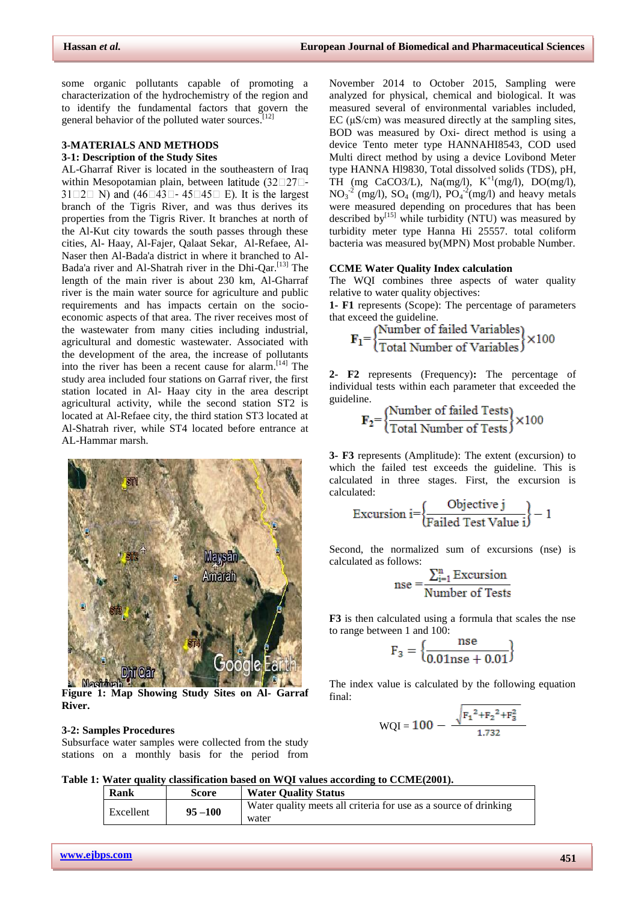some organic pollutants capable of promoting a characterization of the hydrochemistry of the region and to identify the fundamental factors that govern the general behavior of the polluted water sources.[12]

## 3-MATERIALS AND METHODS

### 3-1: Description of the Study Sites

AL-Gharraf River is located in the southeastern of Iraq within Mesopotamian plain, between latitude (32°27′- 31°2′ N) and (46°43′- 45°45′ E). It is the largest branch of the Tigris River, and was thus derives its properties from the Tigris River. It branches at north of the Al-Kut city towards the south passes through these cities, Al- Haay, Al-Fajer, Qalaat Sekar, Al-Refaee, Al-Naser then Al-Bada'a district in where it branched to Al-Bada'a river and Al-Shatrah river in the Dhi-Qar.[13] The length of the main river is about 230 km, Al-Gharraf river is the main water source for agriculture and public requirements and has impacts certain on the socio-economic aspects of that area. The river receives most of the wastewater from many cities including industrial, agricultural and domestic wastewater. Associated with the development of the area, the increase of pollutants into the river has been a recent cause for alarm.[14] The study area included four stations on Garraf river, the first station located in Al- Haay city in the area descript agricultural activity, while the second station ST2 is located at Al-Refaee city, the third station ST3 located at Al-Shatrah river, while ST4 located before entrance at AL-Hammar marsh.

ST1
ST2
ST3
ST4
Maysan
Amarah
Dhi Qar
Nasiriyah
Google Earth

**Figure 1: Map Showing Study Sites on Al- Garraf River.**

### 3-2: Samples Procedures

Subsurface water samples were collected from the study stations on a monthly basis for the period from November 2014 to October 2015, Sampling were analyzed for physical, chemical and biological. It was measured several of environmental variables included, EC (μS/cm) was measured directly at the sampling sites, BOD was measured by Oxi- direct method is using a device Tento meter type HANNAHI8543, COD used Multi direct method by using a device Lovibond Meter type HANNA HI9830, Total dissolved solids (TDS), pH, TH (mg $CaCO_3$/L), Na(mg/l), $K^{+1}$(mg/l), DO(mg/l), $NO_3^{-2}$ (mg/l), $SO_4$ (mg/l), $PO_4^{-2}$(mg/l) and heavy metals were measured depending on procedures that has been described by[15] while turbidity (NTU) was measured by turbidity meter type Hanna Hi 25557. total coliform bacteria was measured by(MPN) Most probable Number.

### CCME Water Quality Index calculation

The WQI combines three aspects of water quality relative to water quality objectives:

**1- F1** represents (Scope): The percentage of parameters that exceed the guideline.

$$F_1 = \left\{\frac{\text{Number of failed Variables}}{\text{Total Number of Variables}}\right\} \times 100$$

**2- F2** represents (Frequency)**:** The percentage of individual tests within each parameter that exceeded the guideline.

$$F_2 = \left\{\frac{\text{Number of failed Tests}}{\text{Total Number of Tests}}\right\} \times 100$$

**3- F3** represents (Amplitude): The extent (excursion) to which the failed test exceeds the guideline. This is calculated in three stages. First, the excursion is calculated:

$$\text{Excursion i} = \left\{\frac{\text{Objective j}}{\text{Failed Test Value i}}\right\} - 1$$

Second, the normalized sum of excursions (nse) is calculated as follows:

$$\text{nse} = \frac{\sum_{i=1}^{n} \text{Excursion}}{\text{Number of Tests}}$$

**F3** is then calculated using a formula that scales the nse to range between 1 and 100:

$$F_3 = \left\{\frac{\text{nse}}{0.01\text{nse} + 0.01}\right\}$$

The index value is calculated by the following equation final:

$$\text{WQI} = 100 - \frac{\sqrt{F_1^2 + F_2^2 + F_3^2}}{1.732}$$

**Table 1: Water quality classification based on WQI values according to CCME(2001).**

| Rank | Score | Water Quality Status |
|---|---|---|
| Excellent | **95 –100** | Water quality meets all criteria for use as a source of drinking water |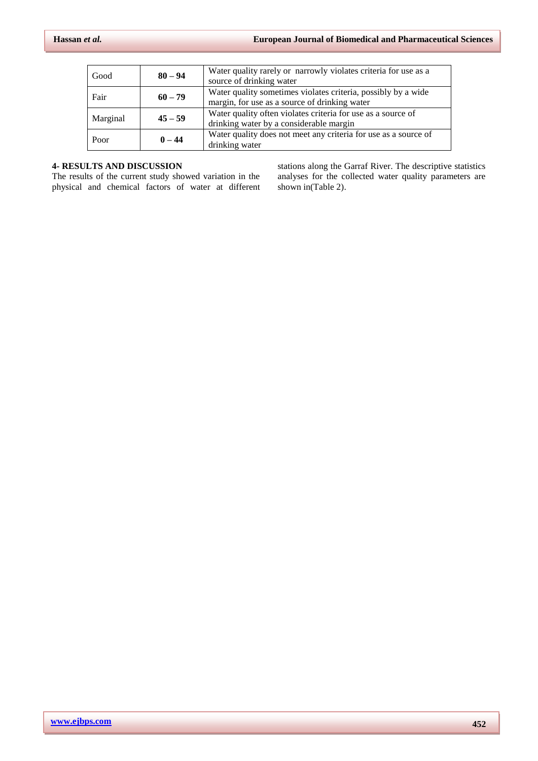| | | |
|---|---|---|
| Good | **80 – 94** | Water quality rarely or narrowly violates criteria for use as a source of drinking water |
| Fair | **60 – 79** | Water quality sometimes violates criteria, possibly by a wide margin, for use as a source of drinking water |
| Marginal | **45 – 59** | Water quality often violates criteria for use as a source of drinking water by a considerable margin |
| Poor | **0 – 44** | Water quality does not meet any criteria for use as a source of drinking water |

## 4- RESULTS AND DISCUSSION

The results of the current study showed variation in the physical and chemical factors of water at different stations along the Garraf River. The descriptive statistics analyses for the collected water quality parameters are shown in(Table 2).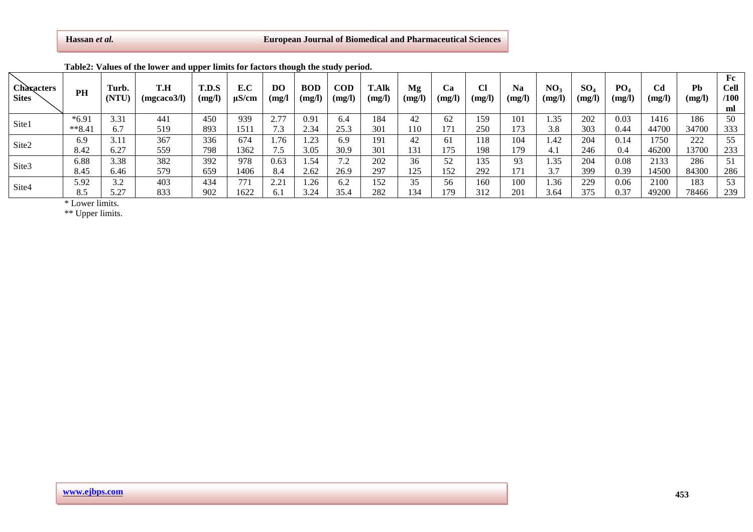**Table2: Values of the lower and upper limits for factors though the study period.**

| Characters / Sites | PH | Turb. (NTU) | T.H (mgcaco3/l) | T.D.S (mg/l) | E.C µS/cm | DO (mg/l | BOD (mg/l) | COD (mg/l) | T.Alk (mg/l) | Mg (mg/l) | Ca (mg/l) | Cl (mg/l) | Na (mg/l) | $NO_3$ (mg/l) | $SO_4$ (mg/l) | $PO_4$ (mg/l) | Cd (mg/l) | Pb (mg/l) | Fc Cell /100 ml |
|---|---|---|---|---|---|---|---|---|---|---|---|---|---|---|---|---|---|---|---|
| Site1 | *6.91 | 3.31 | 441 | 450 | 939 | 2.77 | 0.91 | 6.4 | 184 | 42 | 62 | 159 | 101 | 1.35 | 202 | 0.03 | 1416 | 186 | 50 |
| | **8.41 | 6.7 | 519 | 893 | 1511 | 7.3 | 2.34 | 25.3 | 301 | 110 | 171 | 250 | 173 | 3.8 | 303 | 0.44 | 44700 | 34700 | 333 |
| Site2 | 6.9 | 3.11 | 367 | 336 | 674 | 1.76 | 1.23 | 6.9 | 191 | 42 | 61 | 118 | 104 | 1.42 | 204 | 0.14 | 1750 | 222 | 55 |
| | 8.42 | 6.27 | 559 | 798 | 1362 | 7.5 | 3.05 | 30.9 | 301 | 131 | 175 | 198 | 179 | 4.1 | 246 | 0.4 | 46200 | 13700 | 233 |
| Site3 | 6.88 | 3.38 | 382 | 392 | 978 | 0.63 | 1.54 | 7.2 | 202 | 36 | 52 | 135 | 93 | 1.35 | 204 | 0.08 | 2133 | 286 | 51 |
| | 8.45 | 6.46 | 579 | 659 | 1406 | 8.4 | 2.62 | 26.9 | 297 | 125 | 152 | 292 | 171 | 3.7 | 399 | 0.39 | 14500 | 84300 | 286 |
| Site4 | 5.92 | 3.2 | 403 | 434 | 771 | 2.21 | 1.26 | 6.2 | 152 | 35 | 56 | 160 | 100 | 1.36 | 229 | 0.06 | 2100 | 183 | 53 |
| | 8.5 | 5.27 | 833 | 902 | 1622 | 6.1 | 3.24 | 35.4 | 282 | 134 | 179 | 312 | 201 | 3.64 | 375 | 0.37 | 49200 | 78466 | 239 |

\* Lower limits.

** Upper limits.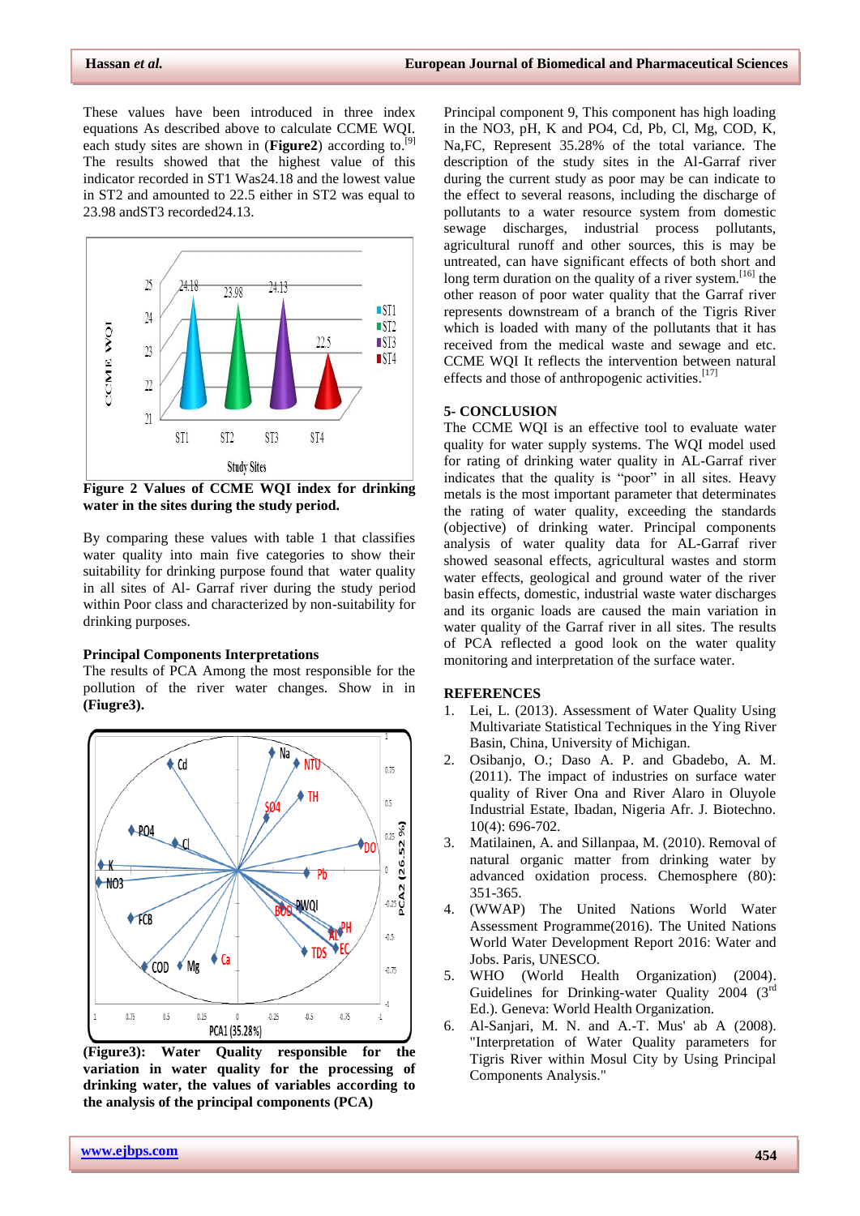These values have been introduced in three index equations As described above to calculate CCME WQI. each study sites are shown in (**Figure2**) according to.[9] The results showed that the highest value of this indicator recorded in ST1 Was24.18 and the lowest value in ST2 and amounted to 22.5 either in ST2 was equal to 23.98 andST3 recorded24.13.

CCME WQI

25
24
23
22
21

24.18
23.98
24.13
22.5

ST1 ST2 ST3 ST4

Study Sites

ST1
ST2
ST3
ST4

**Figure 2 Values of CCME WQI index for drinking water in the sites during the study period.**

By comparing these values with table 1 that classifies water quality into main five categories to show their suitability for drinking purpose found that water quality in all sites of Al- Garraf river during the study period within Poor class and characterized by non-suitability for drinking purposes.

**Principal Components Interpretations**

The results of PCA Among the most responsible for the pollution of the river water changes. Show in **(Fiugre3).**

Na
Cd
NTU
TH
SO4
PO4
Cl
DO
K
NO3
Pb
BOD
WQI
FCB
AL
PH
TDS
EC
COD
Mg
Ca

PCA1 (35.28%)
PCA2 (26.52 %)

1 0.75 0.5 0.25 0 -0.25 -0.5 -0.75 -1

**(Figure3): Water Quality responsible for the variation in water quality for the processing of drinking water, the values of variables according to the analysis of the principal components (PCA)**

Principal component 9, This component has high loading in the NO3, pH, K and PO4, Cd, Pb, Cl, Mg, COD, K, Na,FC, Represent 35.28% of the total variance. The description of the study sites in the Al-Garraf river during the current study as poor may be can indicate to the effect to several reasons, including the discharge of pollutants to a water resource system from domestic sewage discharges, industrial process pollutants, agricultural runoff and other sources, this is may be untreated, can have significant effects of both short and long term duration on the quality of a river system.[16] the other reason of poor water quality that the Garraf river represents downstream of a branch of the Tigris River which is loaded with many of the pollutants that it has received from the medical waste and sewage and etc. CCME WQI It reflects the intervention between natural effects and those of anthropogenic activities.[17]

## 5- CONCLUSION

The CCME WQI is an effective tool to evaluate water quality for water supply systems. The WQI model used for rating of drinking water quality in AL-Garraf river indicates that the quality is "poor" in all sites. Heavy metals is the most important parameter that determinates the rating of water quality, exceeding the standards (objective) of drinking water. Principal components analysis of water quality data for AL-Garraf river showed seasonal effects, agricultural wastes and storm water effects, geological and ground water of the river basin effects, domestic, industrial waste water discharges and its organic loads are caused the main variation in water quality of the Garraf river in all sites. The results of PCA reflected a good look on the water quality monitoring and interpretation of the surface water.

## REFERENCES

1. Lei, L. (2013). Assessment of Water Quality Using Multivariate Statistical Techniques in the Ying River Basin, China, University of Michigan.
2. Osibanjo, O.; Daso A. P. and Gbadebo, A. M. (2011). The impact of industries on surface water quality of River Ona and River Alaro in Oluyole Industrial Estate, Ibadan, Nigeria Afr. J. Biotechno. 10(4): 696-702.
3. Matilainen, A. and Sillanpaa, M. (2010). Removal of natural organic matter from drinking water by advanced oxidation process. Chemosphere (80): 351-365.
4. (WWAP) The United Nations World Water Assessment Programme(2016). The United Nations World Water Development Report 2016: Water and Jobs. Paris, UNESCO.
5. WHO (World Health Organization) (2004). Guidelines for Drinking-water Quality 2004 (3rd Ed.). Geneva: World Health Organization.
6. Al-Sanjari, M. N. and A.-T. Mus' ab A (2008). "Interpretation of Water Quality parameters for Tigris River within Mosul City by Using Principal Components Analysis."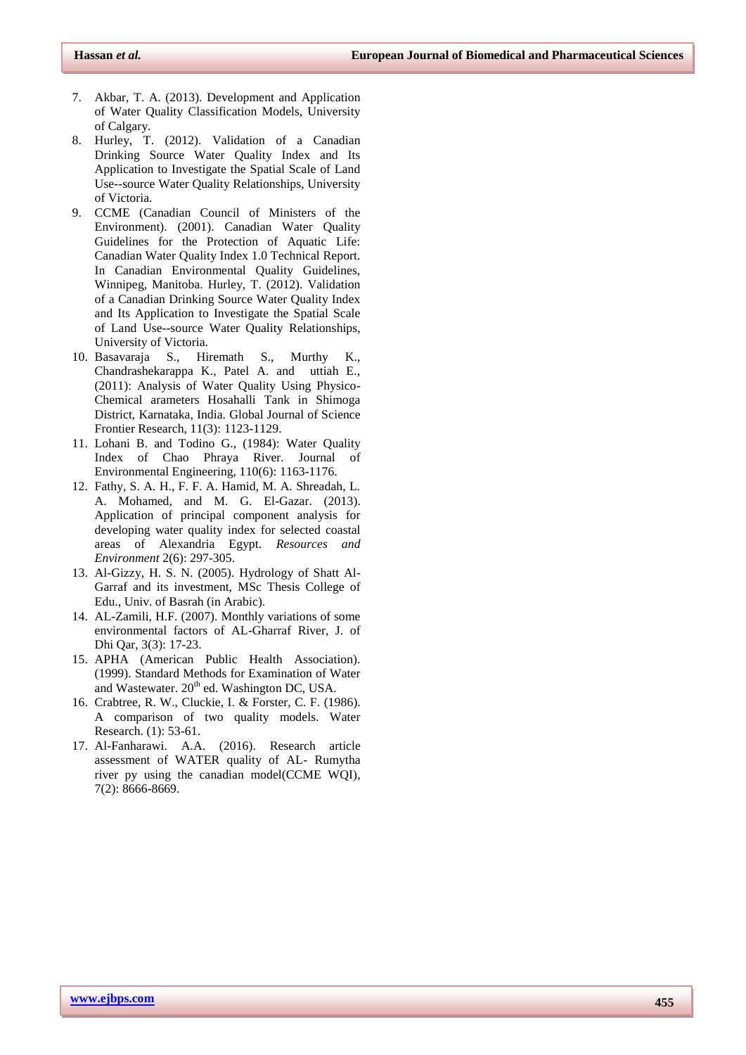7. Akbar, T. A. (2013). Development and Application of Water Quality Classification Models, University of Calgary.
8. Hurley, T. (2012). Validation of a Canadian Drinking Source Water Quality Index and Its Application to Investigate the Spatial Scale of Land Use--source Water Quality Relationships, University of Victoria.
9. CCME (Canadian Council of Ministers of the Environment). (2001). Canadian Water Quality Guidelines for the Protection of Aquatic Life: Canadian Water Quality Index 1.0 Technical Report. In Canadian Environmental Quality Guidelines, Winnipeg, Manitoba. Hurley, T. (2012). Validation of a Canadian Drinking Source Water Quality Index and Its Application to Investigate the Spatial Scale of Land Use--source Water Quality Relationships, University of Victoria.
10. Basavaraja S., Hiremath S., Murthy K., Chandrashekarappa K., Patel A. and uttiah E., (2011): Analysis of Water Quality Using Physico-Chemical arameters Hosahalli Tank in Shimoga District, Karnataka, India. Global Journal of Science Frontier Research, 11(3): 1123-1129.
11. Lohani B. and Todino G., (1984): Water Quality Index of Chao Phraya River. Journal of Environmental Engineering, 110(6): 1163-1176.
12. Fathy, S. A. H., F. F. A. Hamid, M. A. Shreadah, L. A. Mohamed, and M. G. El-Gazar. (2013). Application of principal component analysis for developing water quality index for selected coastal areas of Alexandria Egypt. *Resources and Environment* 2(6): 297-305.
13. Al-Gizzy, H. S. N. (2005). Hydrology of Shatt Al-Garraf and its investment, MSc Thesis College of Edu., Univ. of Basrah (in Arabic).
14. AL-Zamili, H.F. (2007). Monthly variations of some environmental factors of AL-Gharraf River, J. of Dhi Qar, 3(3): 17-23.
15. APHA (American Public Health Association). (1999). Standard Methods for Examination of Water and Wastewater. $20^{th}$ ed. Washington DC, USA.
16. Crabtree, R. W., Cluckie, I. & Forster, C. F. (1986). A comparison of two quality models. Water Research. (1): 53-61.
17. Al-Fanharawi. A.A. (2016). Research article assessment of WATER quality of AL- Rumytha river py using the canadian model(CCME WQI), 7(2): 8666-8669.